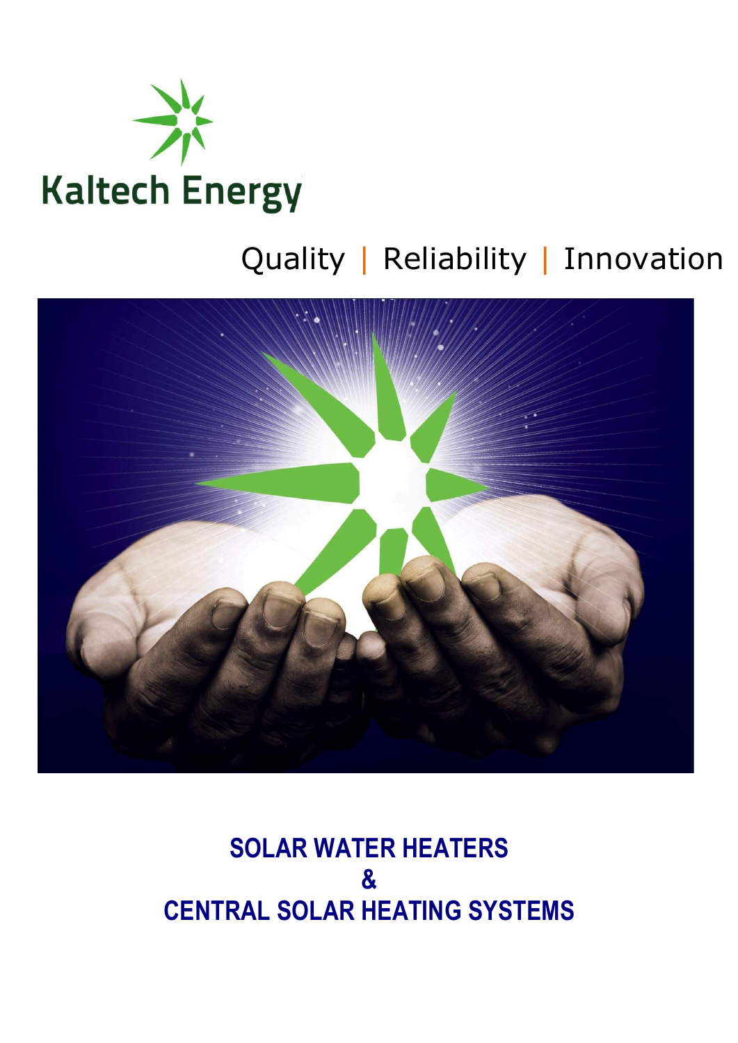Kaltech Energy

Quality | Reliability | Innovation

# SOLAR WATER HEATERS
# &
# CENTRAL SOLAR HEATING SYSTEMS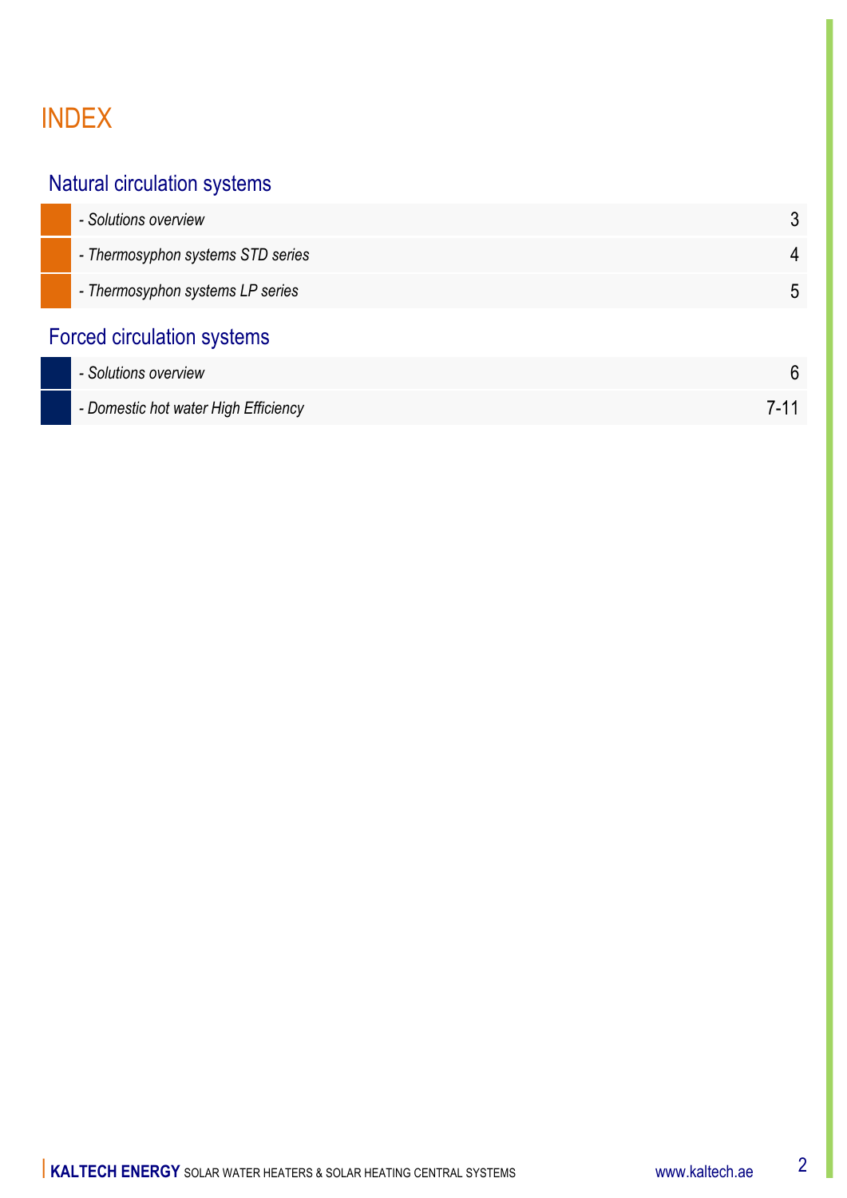# INDEX

## Natural circulation systems

| | |
|---|---|
| *- Solutions overview* | 3 |
| *- Thermosyphon systems STD series* | 4 |
| *- Thermosyphon systems LP series* | 5 |

## Forced circulation systems

| | |
|---|---|
| *- Solutions overview* | 6 |
| *- Domestic hot water High Efficiency* | 7-11 |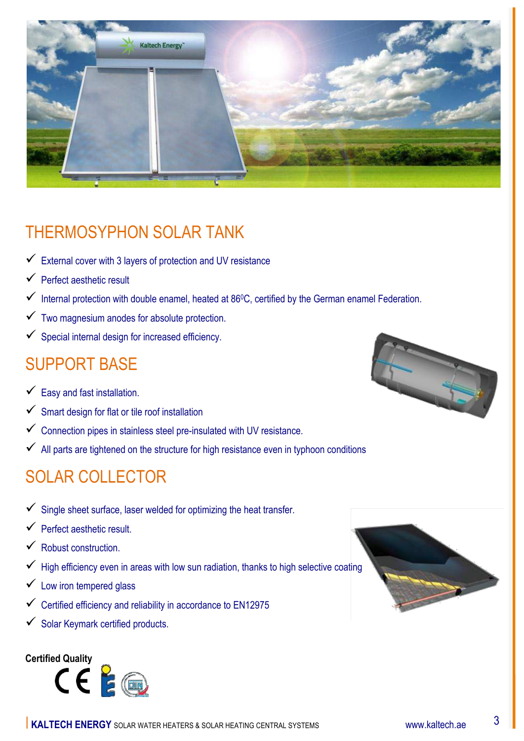## THERMOSYPHON SOLAR TANK

- ✓ External cover with 3 layers of protection and UV resistance
- ✓ Perfect aesthetic result
- ✓ Internal protection with double enamel, heated at 86$^0$C, certified by the German enamel Federation.
- ✓ Two magnesium anodes for absolute protection.
- ✓ Special internal design for increased efficiency.

## SUPPORT BASE

- ✓ Easy and fast installation.
- ✓ Smart design for flat or tile roof installation
- ✓ Connection pipes in stainless steel pre-insulated with UV resistance.
- ✓ All parts are tightened on the structure for high resistance even in typhoon conditions

## SOLAR COLLECTOR

- ✓ Single sheet surface, laser welded for optimizing the heat transfer.
- ✓ Perfect aesthetic result.
- ✓ Robust construction.
- ✓ High efficiency even in areas with low sun radiation, thanks to high selective coating
- ✓ Low iron tempered glass
- ✓ Certified efficiency and reliability in accordance to EN12975
- ✓ Solar Keymark certified products.

**Certified Quality**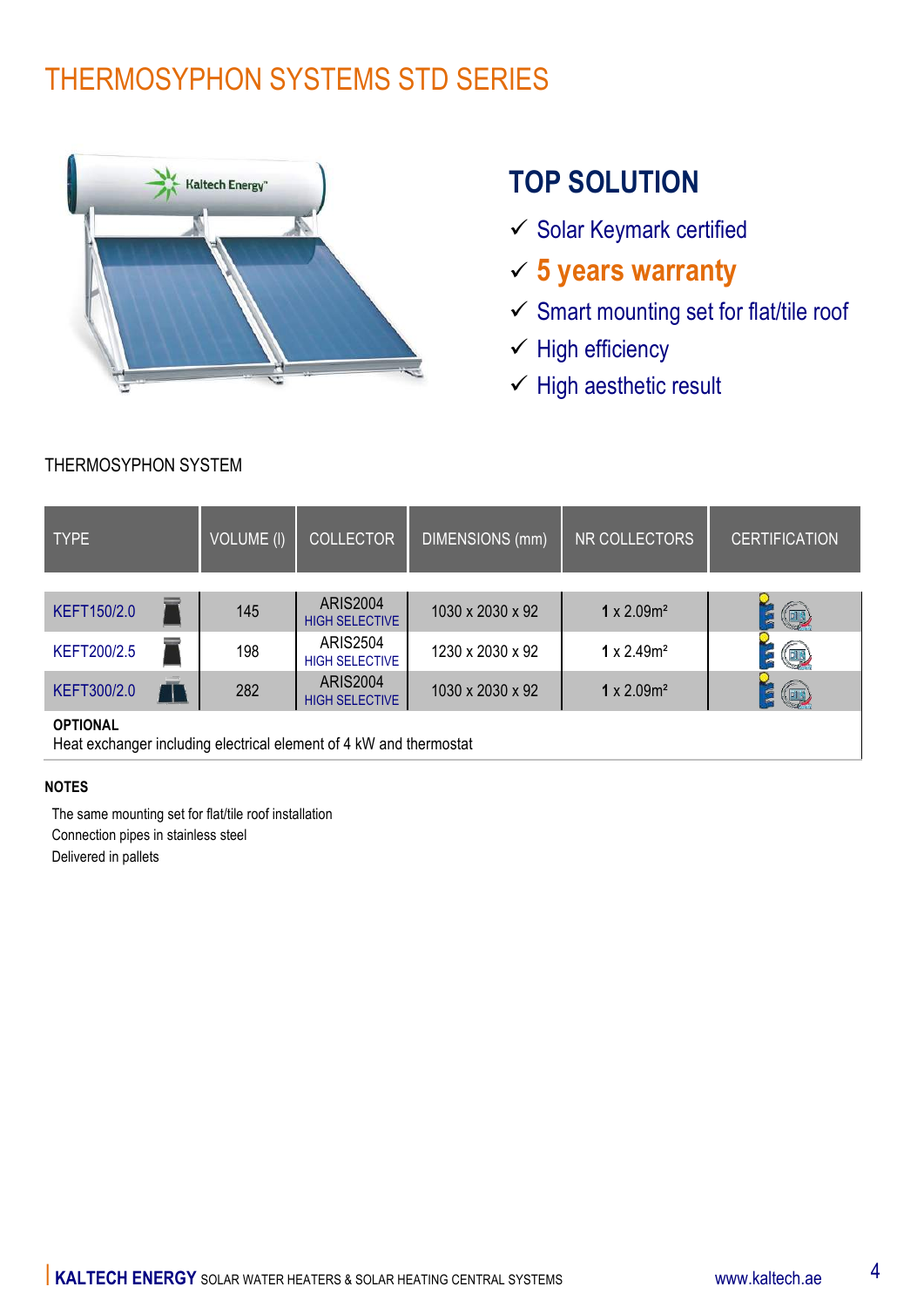# THERMOSYPHON SYSTEMS STD SERIES

## TOP SOLUTION

- ✓ Solar Keymark certified
- ✓ **5 years warranty**
- ✓ Smart mounting set for flat/tile roof
- ✓ High efficiency
- ✓ High aesthetic result

THERMOSYPHON SYSTEM

| TYPE | VOLUME (l) | COLLECTOR | DIMENSIONS (mm) | NR COLLECTORS | CERTIFICATION |
|---|---|---|---|---|---|
| KEFT150/2.0 | 145 | ARIS2004 HIGH SELECTIVE | 1030 x 2030 x 92 | **1** x 2.09m² | |
| KEFT200/2.5 | 198 | ARIS2504 HIGH SELECTIVE | 1230 x 2030 x 92 | **1** x 2.49m² | |
| KEFT300/2.0 | 282 | ARIS2004 HIGH SELECTIVE | 1030 x 2030 x 92 | **1** x 2.09m² | |

**OPTIONAL**
Heat exchanger including electrical element of 4 kW and thermostat

**NOTES**

The same mounting set for flat/tile roof installation
Connection pipes in stainless steel
Delivered in pallets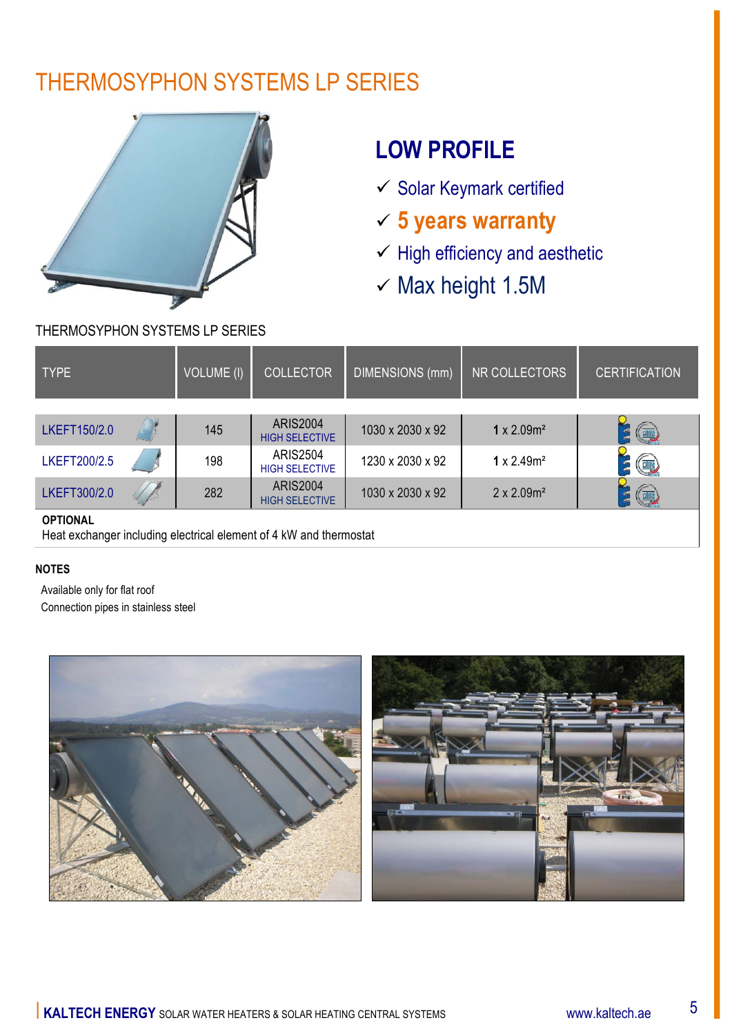# THERMOSYPHON SYSTEMS LP SERIES

## LOW PROFILE

- ✓ Solar Keymark certified
- ✓ **5 years warranty**
- ✓ High efficiency and aesthetic
- ✓ Max height 1.5M

THERMOSYPHON SYSTEMS LP SERIES

| TYPE | VOLUME (l) | COLLECTOR | DIMENSIONS (mm) | NR COLLECTORS | CERTIFICATION |
|---|---|---|---|---|---|
| LKEFT150/2.0 | 145 | ARIS2004 HIGH SELECTIVE | 1030 x 2030 x 92 | **1** x 2.09m² | |
| LKEFT200/2.5 | 198 | ARIS2504 HIGH SELECTIVE | 1230 x 2030 x 92 | **1** x 2.49m² | |
| LKEFT300/2.0 | 282 | ARIS2004 HIGH SELECTIVE | 1030 x 2030 x 92 | 2 x 2.09m² | |

**OPTIONAL**

Heat exchanger including electrical element of 4 kW and thermostat

**NOTES**

Available only for flat roof

Connection pipes in stainless steel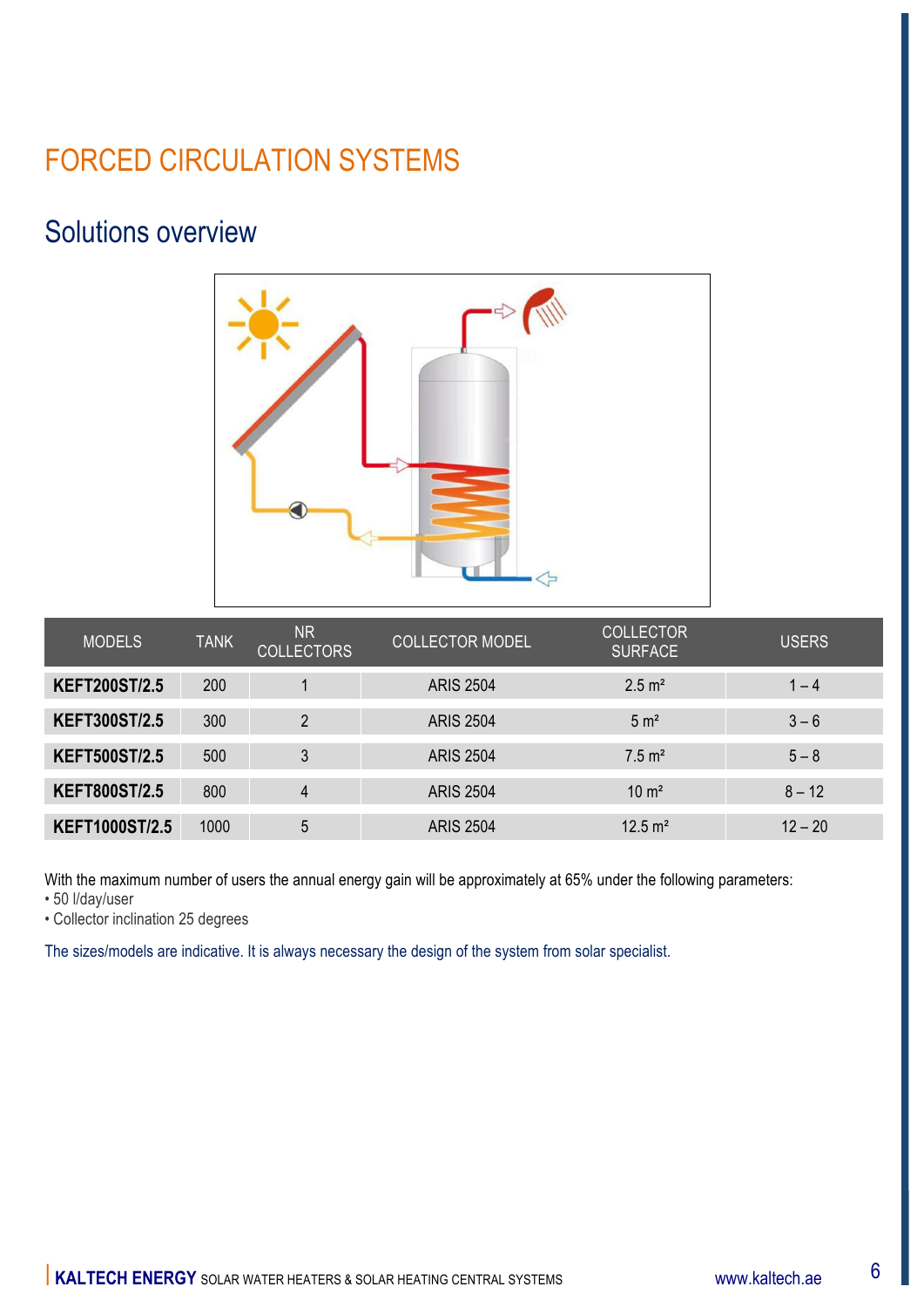# FORCED CIRCULATION SYSTEMS

## Solutions overview

| MODELS | TANK | NR COLLECTORS | COLLECTOR MODEL | COLLECTOR SURFACE | USERS |
|---|---|---|---|---|---|
| **KEFT200ST/2.5** | 200 | 1 | ARIS 2504 | 2.5 m² | 1 – 4 |
| **KEFT300ST/2.5** | 300 | 2 | ARIS 2504 | 5 m² | 3 – 6 |
| **KEFT500ST/2.5** | 500 | 3 | ARIS 2504 | 7.5 m² | 5 – 8 |
| **KEFT800ST/2.5** | 800 | 4 | ARIS 2504 | 10 m² | 8 – 12 |
| **KEFT1000ST/2.5** | 1000 | 5 | ARIS 2504 | 12.5 m² | 12 – 20 |

With the maximum number of users the annual energy gain will be approximately at 65% under the following parameters:

- 50 l/day/user
- Collector inclination 25 degrees

The sizes/models are indicative. It is always necessary the design of the system from solar specialist.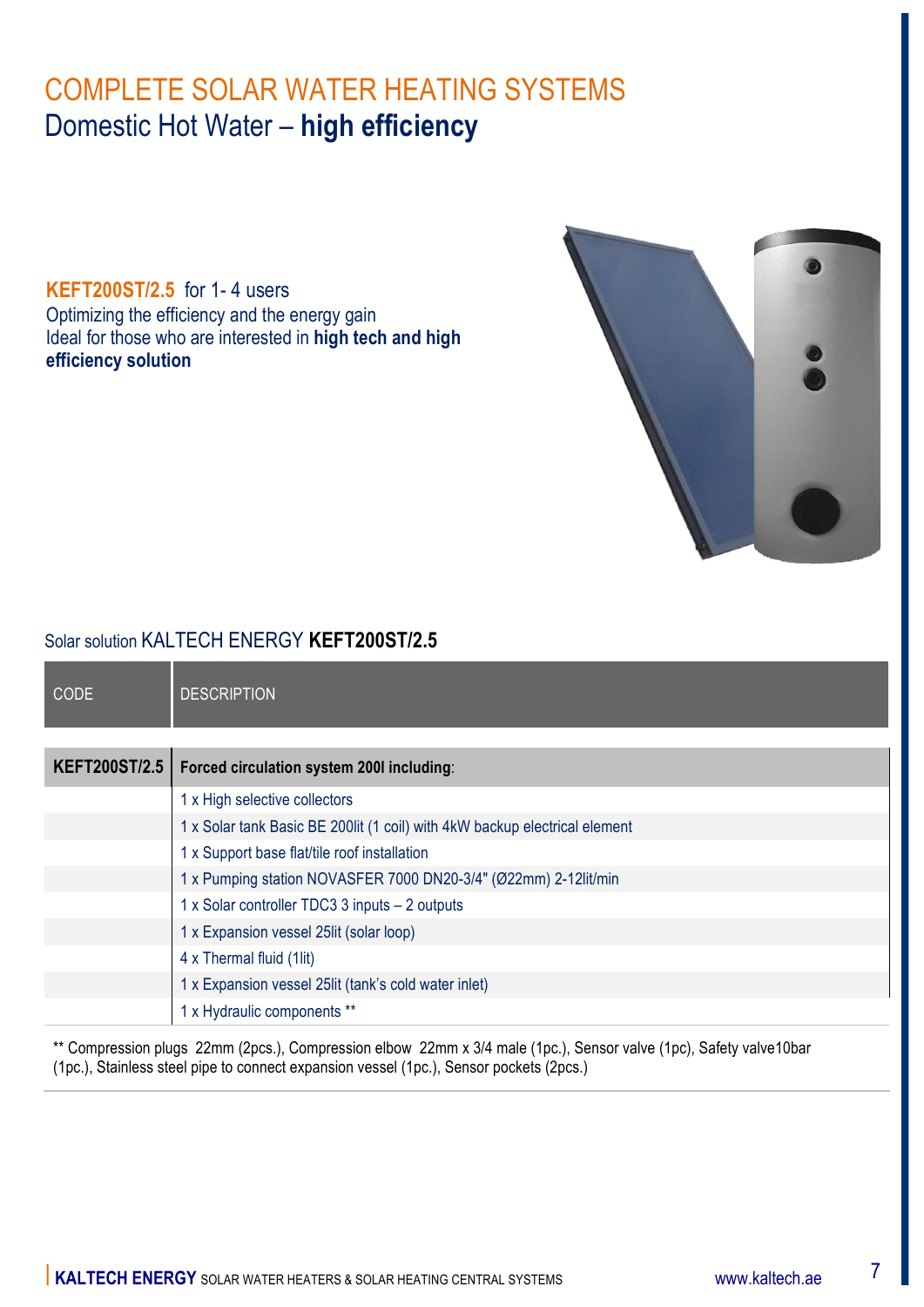# COMPLETE SOLAR WATER HEATING SYSTEMS

## Domestic Hot Water – **high efficiency**

**KEFT200ST/2.5** for 1- 4 users
Optimizing the efficiency and the energy gain
Ideal for those who are interested in **high tech and high efficiency solution**

### Solar solution KALTECH ENERGY **KEFT200ST/2.5**

| CODE | DESCRIPTION |
|---|---|
| **KEFT200ST/2.5** | **Forced circulation system 200l including**: |
| | 1 x High selective collectors |
| | 1 x Solar tank Basic BE 200lit (1 coil) with 4kW backup electrical element |
| | 1 x Support base flat/tile roof installation |
| | 1 x Pumping station NOVASFER 7000 DN20-3/4" (Ø22mm) 2-12lit/min |
| | 1 x Solar controller TDC3 3 inputs – 2 outputs |
| | 1 x Expansion vessel 25lit (solar loop) |
| | 4 x Thermal fluid (1lit) |
| | 1 x Expansion vessel 25lit (tank's cold water inlet) |
| | 1 x Hydraulic components ** |

** Compression plugs 22mm (2pcs.), Compression elbow 22mm x 3/4 male (1pc.), Sensor valve (1pc), Safety valve10bar (1pc.), Stainless steel pipe to connect expansion vessel (1pc.), Sensor pockets (2pcs.)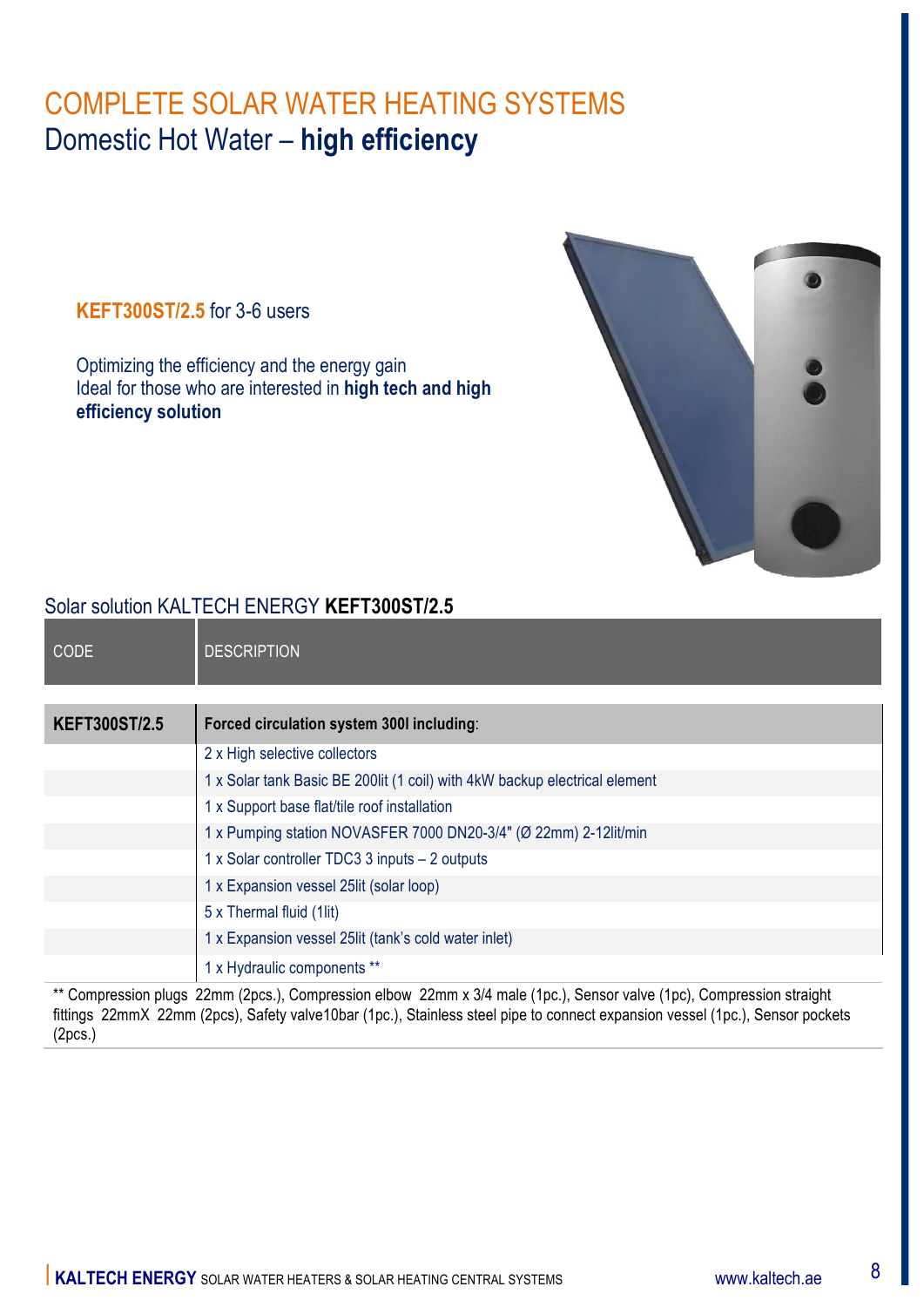# COMPLETE SOLAR WATER HEATING SYSTEMS

## Domestic Hot Water – **high efficiency**

**KEFT300ST/2.5** for 3-6 users

Optimizing the efficiency and the energy gain
Ideal for those who are interested in **high tech and high efficiency solution**

### Solar solution KALTECH ENERGY **KEFT300ST/2.5**

| CODE | DESCRIPTION |
|---|---|
| **KEFT300ST/2.5** | **Forced circulation system 300l including**: |
| | 2 x High selective collectors |
| | 1 x Solar tank Basic BE 200lit (1 coil) with 4kW backup electrical element |
| | 1 x Support base flat/tile roof installation |
| | 1 x Pumping station NOVASFER 7000 DN20-3/4" (Ø 22mm) 2-12lit/min |
| | 1 x Solar controller TDC3 3 inputs – 2 outputs |
| | 1 x Expansion vessel 25lit (solar loop) |
| | 5 x Thermal fluid (1lit) |
| | 1 x Expansion vessel 25lit (tank's cold water inlet) |
| | 1 x Hydraulic components ** |

** Compression plugs 22mm (2pcs.), Compression elbow 22mm x 3/4 male (1pc.), Sensor valve (1pc), Compression straight fittings 22mmX 22mm (2pcs), Safety valve10bar (1pc.), Stainless steel pipe to connect expansion vessel (1pc.), Sensor pockets (2pcs.)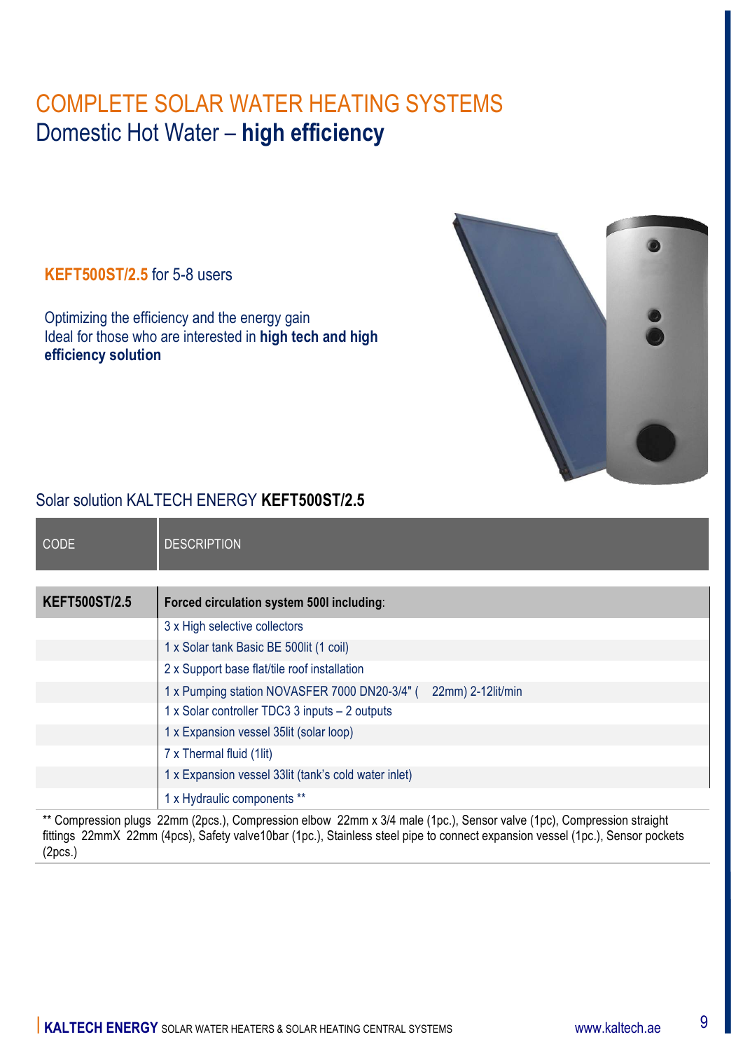# COMPLETE SOLAR WATER HEATING SYSTEMS

## Domestic Hot Water – **high efficiency**

**KEFT500ST/2.5** for 5-8 users

Optimizing the efficiency and the energy gain
Ideal for those who are interested in **high tech and high efficiency solution**

### Solar solution KALTECH ENERGY **KEFT500ST/2.5**

| CODE | DESCRIPTION |
|---|---|
| **KEFT500ST/2.5** | **Forced circulation system 500l including**: |
| | 3 x High selective collectors |
| | 1 x Solar tank Basic BE 500lit (1 coil) |
| | 2 x Support base flat/tile roof installation |
| | 1 x Pumping station NOVASFER 7000 DN20-3/4" ( 22mm) 2-12lit/min |
| | 1 x Solar controller TDC3 3 inputs – 2 outputs |
| | 1 x Expansion vessel 35lit (solar loop) |
| | 7 x Thermal fluid (1lit) |
| | 1 x Expansion vessel 33lit (tank's cold water inlet) |
| | 1 x Hydraulic components ** |

** Compression plugs 22mm (2pcs.), Compression elbow 22mm x 3/4 male (1pc.), Sensor valve (1pc), Compression straight fittings 22mmX 22mm (4pcs), Safety valve10bar (1pc.), Stainless steel pipe to connect expansion vessel (1pc.), Sensor pockets (2pcs.)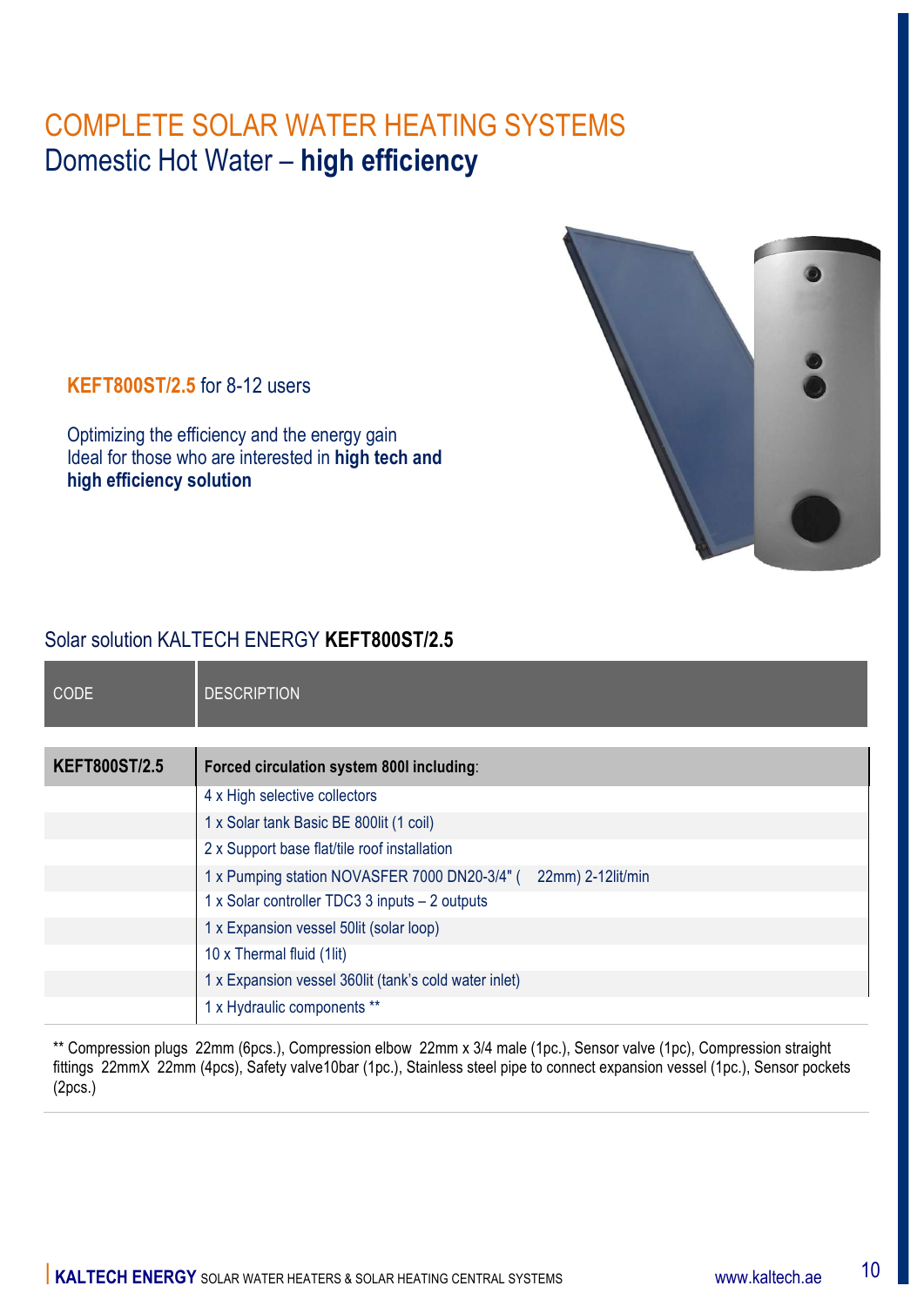# COMPLETE SOLAR WATER HEATING SYSTEMS

## Domestic Hot Water – **high efficiency**

**KEFT800ST/2.5** for 8-12 users

Optimizing the efficiency and the energy gain
Ideal for those who are interested in **high tech and high efficiency solution**

### Solar solution KALTECH ENERGY **KEFT800ST/2.5**

| CODE | DESCRIPTION |
|---|---|
| **KEFT800ST/2.5** | **Forced circulation system 800l including**: |
| | 4 x High selective collectors |
| | 1 x Solar tank Basic BE 800lit (1 coil) |
| | 2 x Support base flat/tile roof installation |
| | 1 x Pumping station NOVASFER 7000 DN20-3/4" ( 22mm) 2-12lit/min |
| | 1 x Solar controller TDC3 3 inputs – 2 outputs |
| | 1 x Expansion vessel 50lit (solar loop) |
| | 10 x Thermal fluid (1lit) |
| | 1 x Expansion vessel 360lit (tank's cold water inlet) |
| | 1 x Hydraulic components ** |

** Compression plugs 22mm (6pcs.), Compression elbow 22mm x 3/4 male (1pc.), Sensor valve (1pc), Compression straight fittings 22mmX 22mm (4pcs), Safety valve10bar (1pc.), Stainless steel pipe to connect expansion vessel (1pc.), Sensor pockets (2pcs.)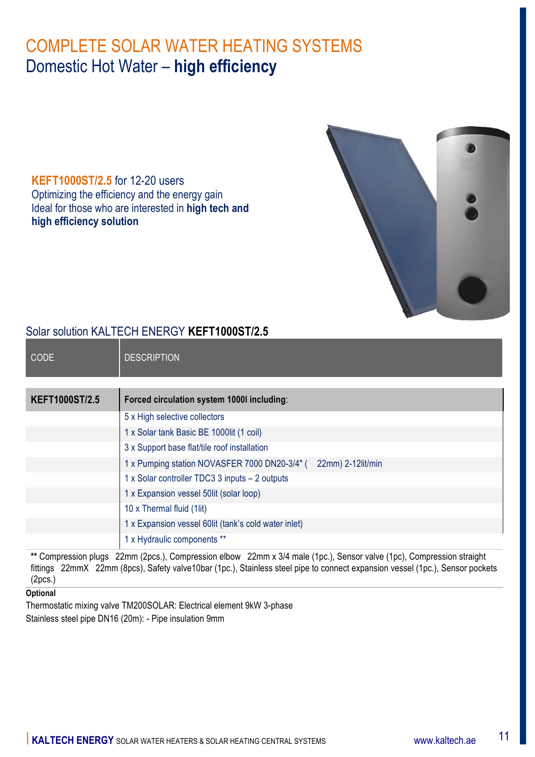# COMPLETE SOLAR WATER HEATING SYSTEMS

## Domestic Hot Water – **high efficiency**

**KEFT1000ST/2.5** for 12-20 users
Optimizing the efficiency and the energy gain
Ideal for those who are interested in **high tech and high efficiency solution**

### Solar solution KALTECH ENERGY **KEFT1000ST/2.5**

| CODE | DESCRIPTION |
|---|---|
| **KEFT1000ST/2.5** | **Forced circulation system 1000l including**: |
| | 5 x High selective collectors |
| | 1 x Solar tank Basic BE 1000lit (1 coil) |
| | 3 x Support base flat/tile roof installation |
| | 1 x Pumping station NOVASFER 7000 DN20-3/4" ( 22mm) 2-12lit/min |
| | 1 x Solar controller TDC3 3 inputs – 2 outputs |
| | 1 x Expansion vessel 50lit (solar loop) |
| | 10 x Thermal fluid (1lit) |
| | 1 x Expansion vessel 60lit (tank's cold water inlet) |
| | 1 x Hydraulic components ** |

** Compression plugs 22mm (2pcs.), Compression elbow 22mm x 3/4 male (1pc.), Sensor valve (1pc), Compression straight fittings 22mmX 22mm (8pcs), Safety valve10bar (1pc.), Stainless steel pipe to connect expansion vessel (1pc.), Sensor pockets (2pcs.)

**Optional**

Thermostatic mixing valve TM200SOLAR: Electrical element 9kW 3-phase
Stainless steel pipe DN16 (20m): - Pipe insulation 9mm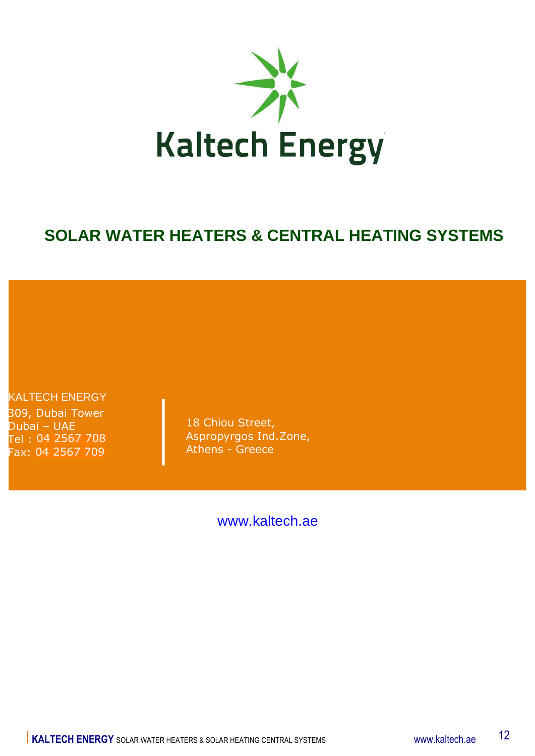# Kaltech Energy

## SOLAR WATER HEATERS & CENTRAL HEATING SYSTEMS

KALTECH ENERGY
309, Dubai Tower
Dubai – UAE
Tel : 04 2567 708
Fax: 04 2567 709

18 Chiou Street,
Aspropyrgos Ind.Zone,
Athens - Greece

www.kaltech.ae